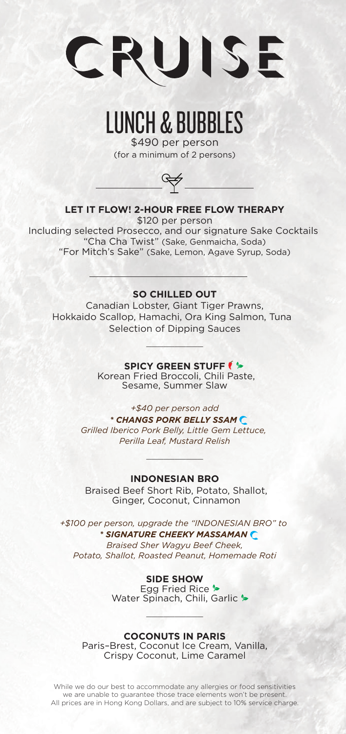# CRUISE

## LUNCH & BUBBLES

$490 per person
(for a minimum of 2 persons)

**LET IT FLOW! 2-HOUR FREE FLOW THERAPY**
$120 per person
Including selected Prosecco, and our signature Sake Cocktails
"Cha Cha Twist" (Sake, Genmaicha, Soda)
"For Mitch's Sake" (Sake, Lemon, Agave Syrup, Soda)

---

**SO CHILLED OUT**
Canadian Lobster, Giant Tiger Prawns,
Hokkaido Scallop, Hamachi, Ora King Salmon, Tuna
Selection of Dipping Sauces

---

**SPICY GREEN STUFF**
Korean Fried Broccoli, Chili Paste,
Sesame, Summer Slaw

*+$40 per person add*
***\* CHANGS PORK BELLY SSAM***
*Grilled Iberico Pork Belly, Little Gem Lettuce,*
*Perilla Leaf, Mustard Relish*

---

**INDONESIAN BRO**
Braised Beef Short Rib, Potato, Shallot,
Ginger, Coconut, Cinnamon

*+$100 per person, upgrade the "INDONESIAN BRO" to*
***\* SIGNATURE CHEEKY MASSAMAN***
*Braised Sher Wagyu Beef Cheek,*
*Potato, Shallot, Roasted Peanut, Homemade Roti*

**SIDE SHOW**
Egg Fried Rice
Water Spinach, Chili, Garlic

---

**COCONUTS IN PARIS**
Paris–Brest, Coconut Ice Cream, Vanilla,
Crispy Coconut, Lime Caramel

While we do our best to accommodate any allergies or food sensitivities we are unable to guarantee those trace elements won't be present.
All prices are in Hong Kong Dollars, and are subject to 10% service charge.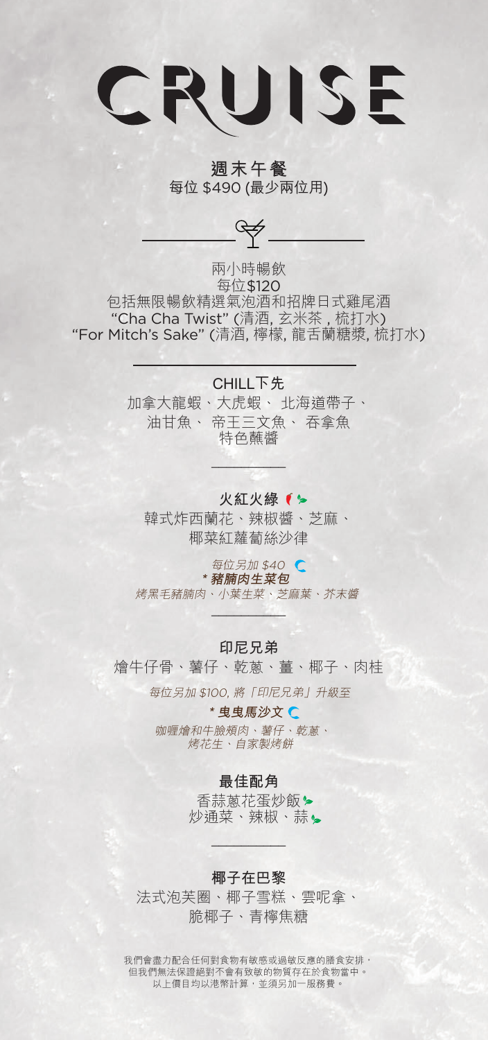# CRUISE

**週末午餐**

每位 $490 (最少兩位用)

兩小時暢飲

每位$120

包括無限暢飲精選氣泡酒和招牌日式雞尾酒

"Cha Cha Twist" (清酒, 玄米茶 , 梳打水)

"For Mitch's Sake" (清酒, 檸檬, 龍舌蘭糖漿, 梳打水)

---

## CHILL下先

加拿大龍蝦、大虎蝦、 北海道帶子、

油甘魚、 帝王三文魚、 吞拿魚

特色蘸醬

---

## 火紅火綠

韓式炸西蘭花、辣椒醬、芝麻、

椰菜紅蘿蔔絲沙律

*每位另加 $40*

***\* 豬腩肉生菜包***

*烤黑毛豬腩肉、小葉生菜、芝麻葉、芥末醬*

---

## 印尼兄弟

燴牛仔骨、薯仔、乾蔥、薑、椰子、肉桂

*每位另加 $100, 將「印尼兄弟」升級至*

***\* 曳曳馬沙文***

*咖喱燴和牛臉頰肉、薯仔、乾蔥、*

*烤花生、自家製烤餅*

## 最佳配角

香蒜蔥花蛋炒飯

炒通菜、辣椒、蒜

---

## 椰子在巴黎

法式泡芙圈、椰子雪糕、雲呢拿、

脆椰子、青檸焦糖

我們會盡力配合任何對食物有敏感或過敏反應的膳食安排，

但我們無法保證絕對不會有致敏的物質存在於食物當中。

以上價目均以港幣計算，並須另加一服務費。